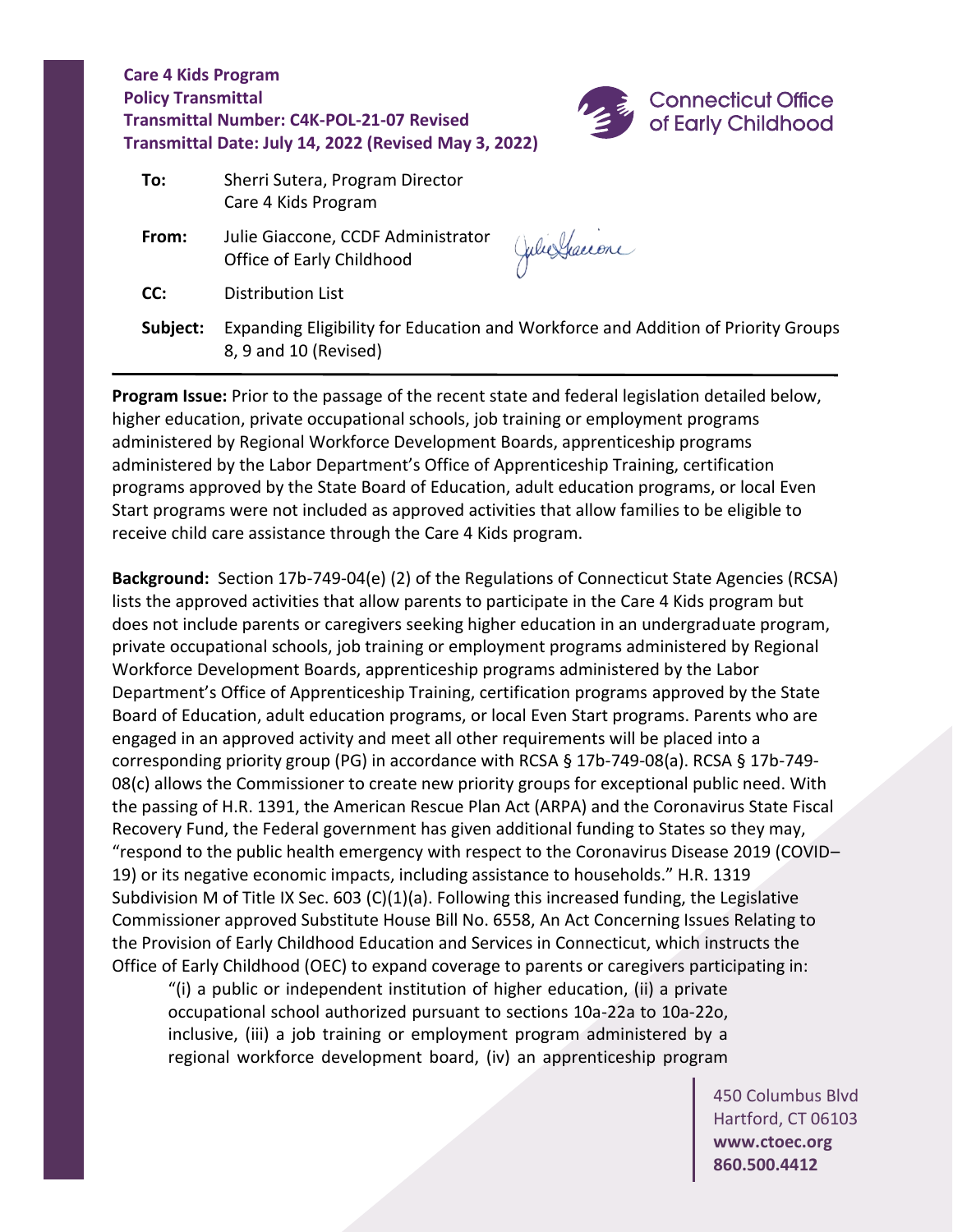**Care 4 Kids Program**
**Policy Transmittal**
**Transmittal Number: C4K-POL-21-07 Revised**
**Transmittal Date: July 14, 2022 (Revised May 3, 2022)**

Connecticut Office of Early Childhood

| | |
|---|---|
| **To:** | Sherri Sutera, Program Director<br>Care 4 Kids Program |
| **From:** | Julie Giaccone, CCDF Administrator<br>Office of Early Childhood |
| **CC:** | Distribution List |
| **Subject:** | Expanding Eligibility for Education and Workforce and Addition of Priority Groups 8, 9 and 10 (Revised) |

**Program Issue:** Prior to the passage of the recent state and federal legislation detailed below, higher education, private occupational schools, job training or employment programs administered by Regional Workforce Development Boards, apprenticeship programs administered by the Labor Department's Office of Apprenticeship Training, certification programs approved by the State Board of Education, adult education programs, or local Even Start programs were not included as approved activities that allow families to be eligible to receive child care assistance through the Care 4 Kids program.

**Background:** Section 17b-749-04(e) (2) of the Regulations of Connecticut State Agencies (RCSA) lists the approved activities that allow parents to participate in the Care 4 Kids program but does not include parents or caregivers seeking higher education in an undergraduate program, private occupational schools, job training or employment programs administered by Regional Workforce Development Boards, apprenticeship programs administered by the Labor Department's Office of Apprenticeship Training, certification programs approved by the State Board of Education, adult education programs, or local Even Start programs. Parents who are engaged in an approved activity and meet all other requirements will be placed into a corresponding priority group (PG) in accordance with RCSA § 17b-749-08(a). RCSA § 17b-749-08(c) allows the Commissioner to create new priority groups for exceptional public need. With the passing of H.R. 1391, the American Rescue Plan Act (ARPA) and the Coronavirus State Fiscal Recovery Fund, the Federal government has given additional funding to States so they may, "respond to the public health emergency with respect to the Coronavirus Disease 2019 (COVID–19) or its negative economic impacts, including assistance to households." H.R. 1319 Subdivision M of Title IX Sec. 603 (C)(1)(a). Following this increased funding, the Legislative Commissioner approved Substitute House Bill No. 6558, An Act Concerning Issues Relating to the Provision of Early Childhood Education and Services in Connecticut, which instructs the Office of Early Childhood (OEC) to expand coverage to parents or caregivers participating in:

> "(i) a public or independent institution of higher education, (ii) a private occupational school authorized pursuant to sections 10a-22a to 10a-22o, inclusive, (iii) a job training or employment program administered by a regional workforce development board, (iv) an apprenticeship program

450 Columbus Blvd
Hartford, CT 06103
**www.ctoec.org**
**860.500.4412**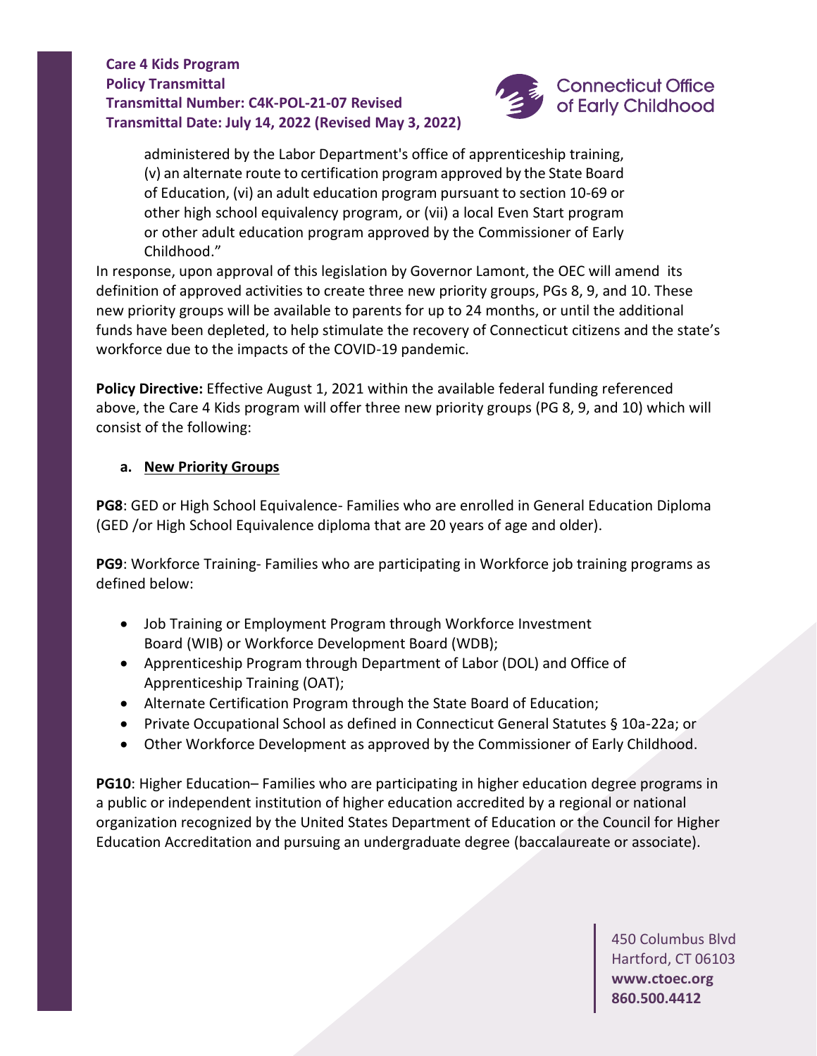administered by the Labor Department's office of apprenticeship training, (v) an alternate route to certification program approved by the State Board of Education, (vi) an adult education program pursuant to section 10-69 or other high school equivalency program, or (vii) a local Even Start program or other adult education program approved by the Commissioner of Early Childhood."

In response, upon approval of this legislation by Governor Lamont, the OEC will amend its definition of approved activities to create three new priority groups, PGs 8, 9, and 10. These new priority groups will be available to parents for up to 24 months, or until the additional funds have been depleted, to help stimulate the recovery of Connecticut citizens and the state's workforce due to the impacts of the COVID-19 pandemic.

**Policy Directive:** Effective August 1, 2021 within the available federal funding referenced above, the Care 4 Kids program will offer three new priority groups (PG 8, 9, and 10) which will consist of the following:

**a. New Priority Groups**

**PG8**: GED or High School Equivalence- Families who are enrolled in General Education Diploma (GED /or High School Equivalence diploma that are 20 years of age and older).

**PG9**: Workforce Training- Families who are participating in Workforce job training programs as defined below:

- Job Training or Employment Program through Workforce Investment Board (WIB) or Workforce Development Board (WDB);
- Apprenticeship Program through Department of Labor (DOL) and Office of Apprenticeship Training (OAT);
- Alternate Certification Program through the State Board of Education;
- Private Occupational School as defined in Connecticut General Statutes § 10a-22a; or
- Other Workforce Development as approved by the Commissioner of Early Childhood.

**PG10**: Higher Education– Families who are participating in higher education degree programs in a public or independent institution of higher education accredited by a regional or national organization recognized by the United States Department of Education or the Council for Higher Education Accreditation and pursuing an undergraduate degree (baccalaureate or associate).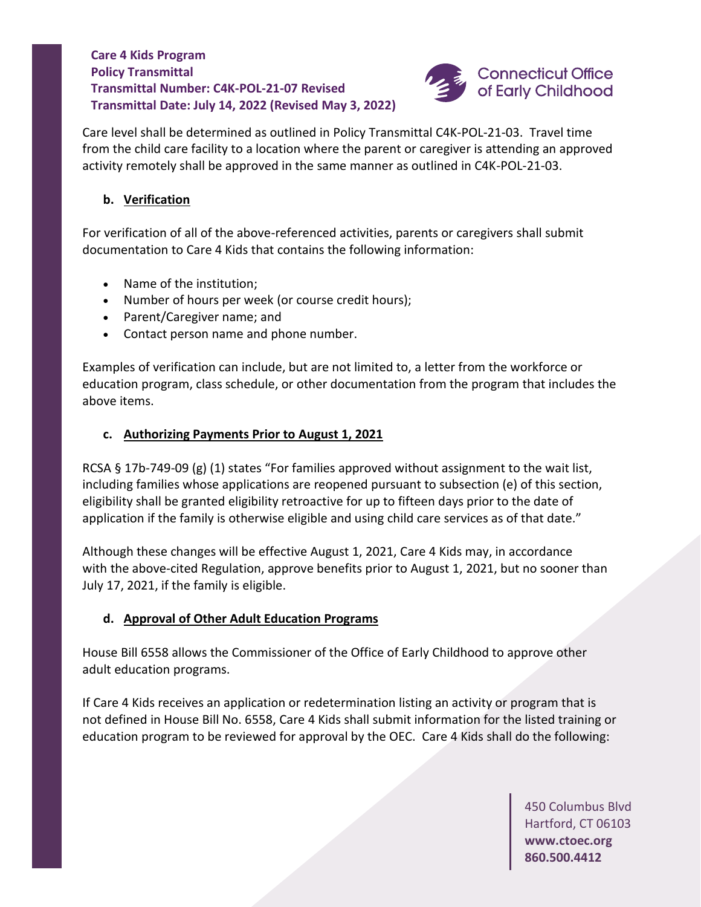Care level shall be determined as outlined in Policy Transmittal C4K-POL-21-03. Travel time from the child care facility to a location where the parent or caregiver is attending an approved activity remotely shall be approved in the same manner as outlined in C4K-POL-21-03.

**b. Verification**

For verification of all of the above-referenced activities, parents or caregivers shall submit documentation to Care 4 Kids that contains the following information:

- Name of the institution;
- Number of hours per week (or course credit hours);
- Parent/Caregiver name; and
- Contact person name and phone number.

Examples of verification can include, but are not limited to, a letter from the workforce or education program, class schedule, or other documentation from the program that includes the above items.

**c. Authorizing Payments Prior to August 1, 2021**

RCSA § 17b-749-09 (g) (1) states "For families approved without assignment to the wait list, including families whose applications are reopened pursuant to subsection (e) of this section, eligibility shall be granted eligibility retroactive for up to fifteen days prior to the date of application if the family is otherwise eligible and using child care services as of that date."

Although these changes will be effective August 1, 2021, Care 4 Kids may, in accordance with the above-cited Regulation, approve benefits prior to August 1, 2021, but no sooner than July 17, 2021, if the family is eligible.

**d. Approval of Other Adult Education Programs**

House Bill 6558 allows the Commissioner of the Office of Early Childhood to approve other adult education programs.

If Care 4 Kids receives an application or redetermination listing an activity or program that is not defined in House Bill No. 6558, Care 4 Kids shall submit information for the listed training or education program to be reviewed for approval by the OEC. Care 4 Kids shall do the following: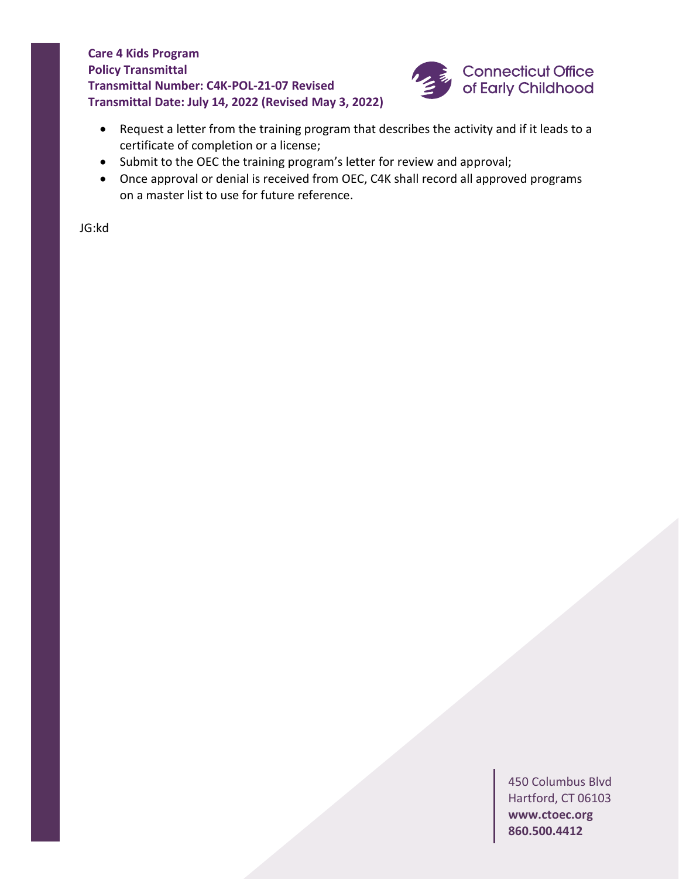- Request a letter from the training program that describes the activity and if it leads to a certificate of completion or a license;
- Submit to the OEC the training program's letter for review and approval;
- Once approval or denial is received from OEC, C4K shall record all approved programs on a master list to use for future reference.

JG:kd